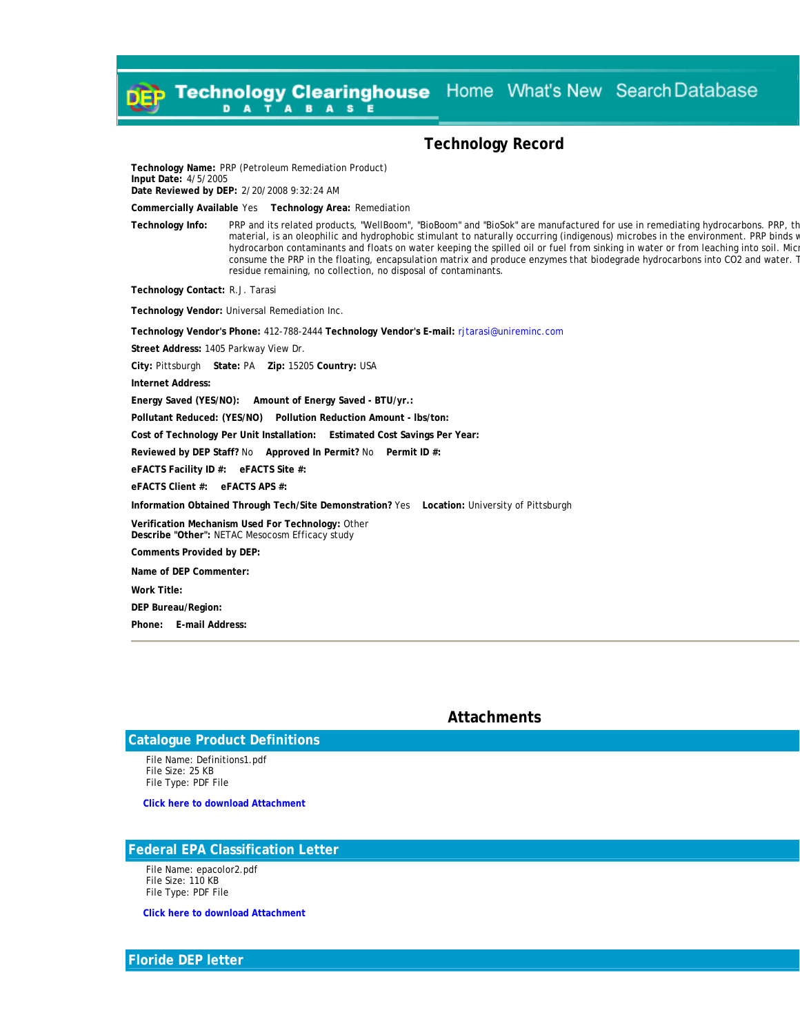Technology Clearinghouse DATABASE Home What's New Search Database

# Technology Record

**Technology Name:** PRP (Petroleum Remediation Product)
**Input Date:** 4/5/2005
**Date Reviewed by DEP:** 2/20/2008 9:32:24 AM

**Commercially Available** Yes **Technology Area:** Remediation

**Technology Info:** PRP and its related products, "WellBoom", "BioBoom" and "BioSok" are manufactured for use in remediating hydrocarbons. PRP, th material, is an oleophilic and hydrophobic stimulant to naturally occurring (indigenous) microbes in the environment. PRP binds w hydrocarbon contaminants and floats on water keeping the spilled oil or fuel from sinking in water or from leaching into soil. Micr consume the PRP in the floating, encapsulation matrix and produce enzymes that biodegrade hydrocarbons into $CO_2$ and water. T residue remaining, no collection, no disposal of contaminants.

**Technology Contact:** R.J. Tarasi

**Technology Vendor:** Universal Remediation Inc.

**Technology Vendor's Phone:** 412-788-2444 **Technology Vendor's E-mail:** rjtarasi@unireminc.com

**Street Address:** 1405 Parkway View Dr.

**City:** Pittsburgh **State:** PA **Zip:** 15205 **Country:** USA

**Internet Address:**

**Energy Saved (YES/NO):** **Amount of Energy Saved - BTU/yr.:**

**Pollutant Reduced: (YES/NO)** **Pollution Reduction Amount - lbs/ton:**

**Cost of Technology Per Unit Installation:** **Estimated Cost Savings Per Year:**

**Reviewed by DEP Staff?** No **Approved In Permit?** No **Permit ID #:**

**eFACTS Facility ID #:** **eFACTS Site #:**

**eFACTS Client #:** **eFACTS APS #:**

**Information Obtained Through Tech/Site Demonstration?** Yes **Location:** University of Pittsburgh

**Verification Mechanism Used For Technology:** Other
**Describe "Other":** NETAC Mesocosm Efficacy study

**Comments Provided by DEP:**

**Name of DEP Commenter:**

**Work Title:**

**DEP Bureau/Region:**

**Phone:** **E-mail Address:**

---

# Attachments

## Catalogue Product Definitions

File Name: Definitions1.pdf
File Size: 25 KB
File Type: PDF File

**Click here to download Attachment**

## Federal EPA Classification Letter

File Name: epacolor2.pdf
File Size: 110 KB
File Type: PDF File

**Click here to download Attachment**

## Floride DEP letter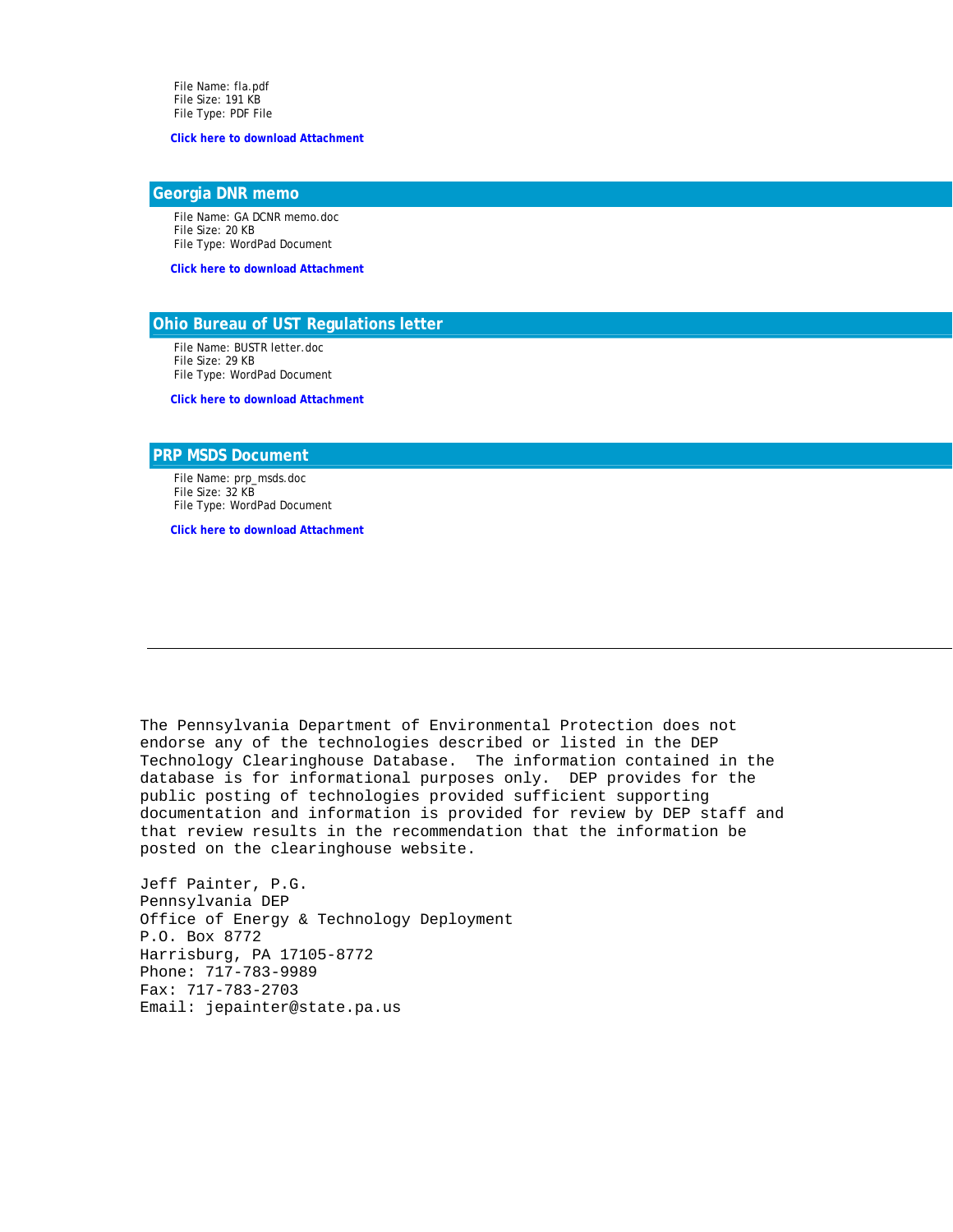File Name: fla.pdf
File Size: 191 KB
File Type: PDF File

**Click here to download Attachment**

## Georgia DNR memo

File Name: GA DCNR memo.doc
File Size: 20 KB
File Type: WordPad Document

**Click here to download Attachment**

## Ohio Bureau of UST Regulations letter

File Name: BUSTR letter.doc
File Size: 29 KB
File Type: WordPad Document

**Click here to download Attachment**

## PRP MSDS Document

File Name: prp_msds.doc
File Size: 32 KB
File Type: WordPad Document

**Click here to download Attachment**

---

The Pennsylvania Department of Environmental Protection does not endorse any of the technologies described or listed in the DEP Technology Clearinghouse Database. The information contained in the database is for informational purposes only. DEP provides for the public posting of technologies provided sufficient supporting documentation and information is provided for review by DEP staff and that review results in the recommendation that the information be posted on the clearinghouse website.

Jeff Painter, P.G.
Pennsylvania DEP
Office of Energy & Technology Deployment
P.O. Box 8772
Harrisburg, PA 17105-8772
Phone: 717-783-9989
Fax: 717-783-2703
Email: jepainter@state.pa.us